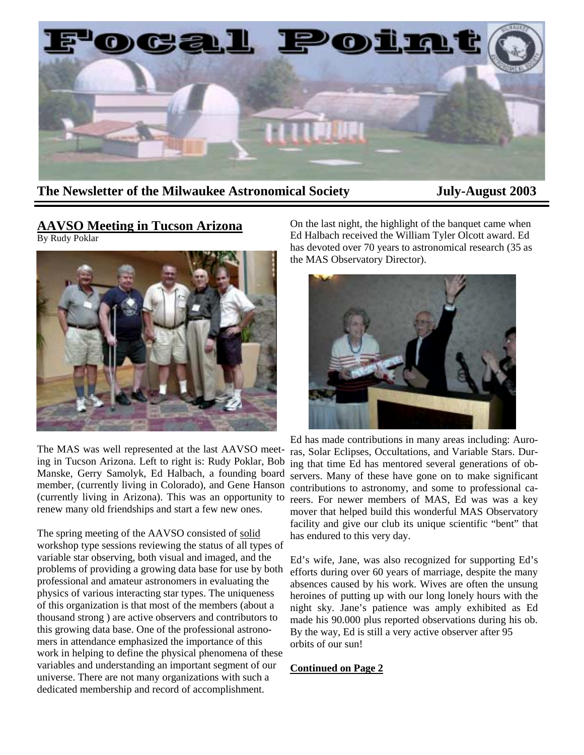# Focal Point

**The Newsletter of the Milwaukee Astronomical Society** **July-August 2003**

## AAVSO Meeting in Tucson Arizona

By Rudy Poklar

The MAS was well represented at the last AAVSO meeting in Tucson Arizona. Left to right is: Rudy Poklar, Bob Manske, Gerry Samolyk, Ed Halbach, a founding board member, (currently living in Colorado), and Gene Hanson (currently living in Arizona). This was an opportunity to renew many old friendships and start a few new ones.

The spring meeting of the AAVSO consisted of solid workshop type sessions reviewing the status of all types of variable star observing, both visual and imaged, and the problems of providing a growing data base for use by both professional and amateur astronomers in evaluating the physics of various interacting star types. The uniqueness of this organization is that most of the members (about a thousand strong ) are active observers and contributors to this growing data base. One of the professional astronomers in attendance emphasized the importance of this work in helping to define the physical phenomena of these variables and understanding an important segment of our universe. There are not many organizations with such a dedicated membership and record of accomplishment.

On the last night, the highlight of the banquet came when Ed Halbach received the William Tyler Olcott award. Ed has devoted over 70 years to astronomical research (35 as the MAS Observatory Director).

Ed has made contributions in many areas including: Auroras, Solar Eclipses, Occultations, and Variable Stars. During that time Ed has mentored several generations of observers. Many of these have gone on to make significant contributions to astronomy, and some to professional careers. For newer members of MAS, Ed was was a key mover that helped build this wonderful MAS Observatory facility and give our club its unique scientific "bent" that has endured to this very day.

Ed's wife, Jane, was also recognized for supporting Ed's efforts during over 60 years of marriage, despite the many absences caused by his work. Wives are often the unsung heroines of putting up with our long lonely hours with the night sky. Jane's patience was amply exhibited as Ed made his 90.000 plus reported observations during his ob. By the way, Ed is still a very active observer after 95 orbits of our sun!

**Continued on Page 2**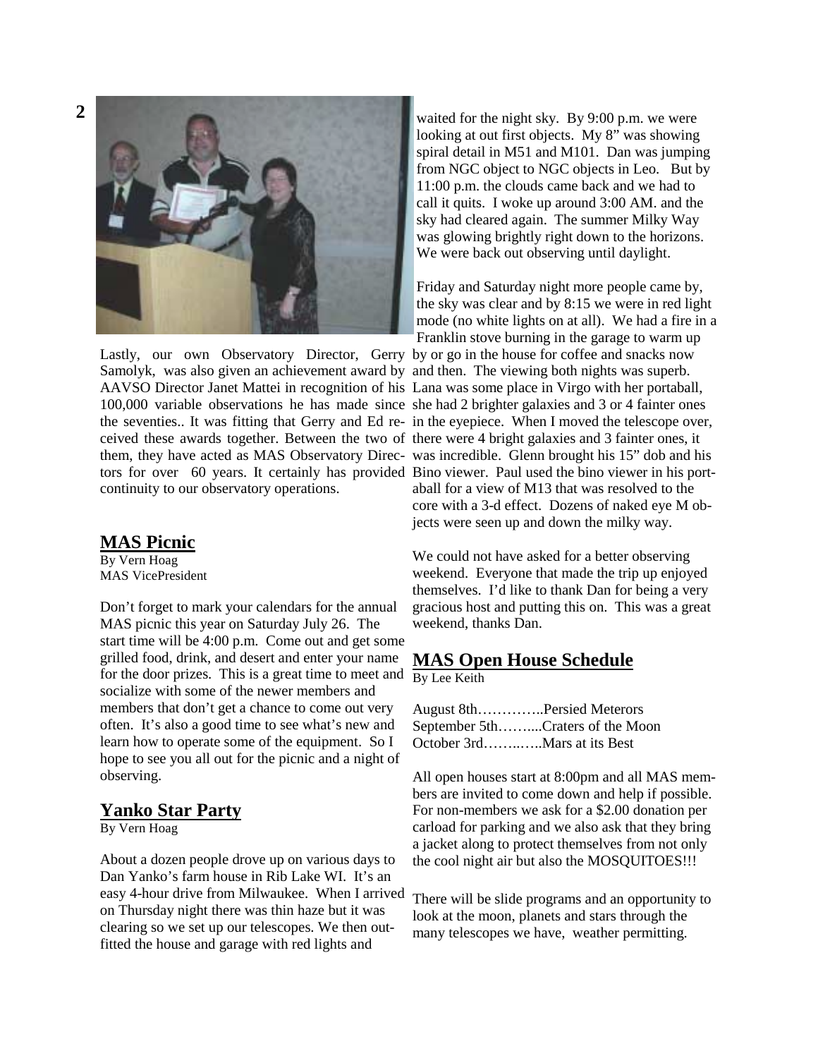Lastly, our own Observatory Director, Gerry Samolyk, was also given an achievement award by AAVSO Director Janet Mattei in recognition of his 100,000 variable observations he has made since the seventies.. It was fitting that Gerry and Ed received these awards together. Between the two of them, they have acted as MAS Observatory Directors for over 60 years. It certainly has provided continuity to our observatory operations.

## MAS Picnic

By Vern Hoag
MAS VicePresident

Don't forget to mark your calendars for the annual MAS picnic this year on Saturday July 26. The start time will be 4:00 p.m. Come out and get some grilled food, drink, and desert and enter your name for the door prizes. This is a great time to meet and socialize with some of the newer members and members that don't get a chance to come out very often. It's also a good time to see what's new and learn how to operate some of the equipment. So I hope to see you all out for the picnic and a night of observing.

## Yanko Star Party

By Vern Hoag

About a dozen people drove up on various days to Dan Yanko's farm house in Rib Lake WI. It's an easy 4-hour drive from Milwaukee. When I arrived on Thursday night there was thin haze but it was clearing so we set up our telescopes. We then outfitted the house and garage with red lights and waited for the night sky. By 9:00 p.m. we were looking at out first objects. My 8" was showing spiral detail in M51 and M101. Dan was jumping from NGC object to NGC objects in Leo. But by 11:00 p.m. the clouds came back and we had to call it quits. I woke up around 3:00 AM. and the sky had cleared again. The summer Milky Way was glowing brightly right down to the horizons. We were back out observing until daylight.

Friday and Saturday night more people came by, the sky was clear and by 8:15 we were in red light mode (no white lights on at all). We had a fire in a Franklin stove burning in the garage to warm up by or go in the house for coffee and snacks now and then. The viewing both nights was superb. Lana was some place in Virgo with her portaball, she had 2 brighter galaxies and 3 or 4 fainter ones in the eyepiece. When I moved the telescope over, there were 4 bright galaxies and 3 fainter ones, it was incredible. Glenn brought his 15" dob and his Bino viewer. Paul used the bino viewer in his portaball for a view of M13 that was resolved to the core with a 3-d effect. Dozens of naked eye M objects were seen up and down the milky way.

We could not have asked for a better observing weekend. Everyone that made the trip up enjoyed themselves. I'd like to thank Dan for being a very gracious host and putting this on. This was a great weekend, thanks Dan.

## MAS Open House Schedule

By Lee Keith

August 8th…………..Persied Meterors
September 5th……....Craters of the Moon
October 3rd……..…..Mars at its Best

All open houses start at 8:00pm and all MAS members are invited to come down and help if possible. For non-members we ask for a $2.00 donation per carload for parking and we also ask that they bring a jacket along to protect themselves from not only the cool night air but also the MOSQUITOES!!!

There will be slide programs and an opportunity to look at the moon, planets and stars through the many telescopes we have, weather permitting.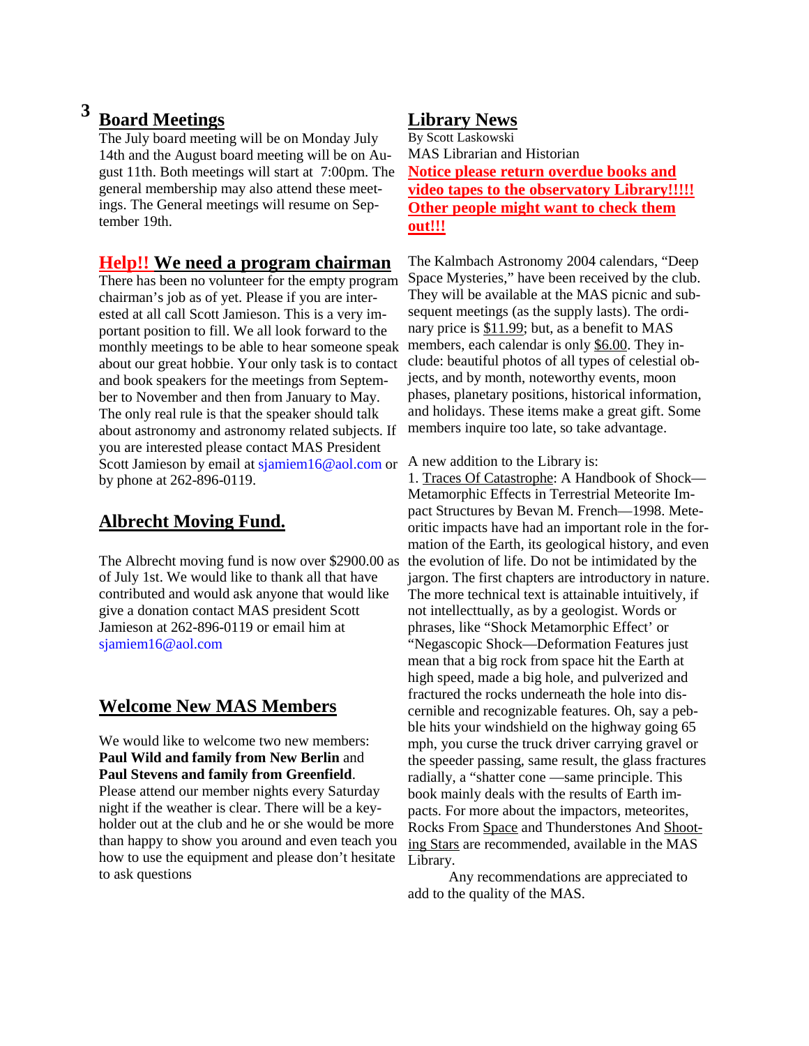## Board Meetings

The July board meeting will be on Monday July 14th and the August board meeting will be on August 11th. Both meetings will start at 7:00pm. The general membership may also attend these meetings. The General meetings will resume on September 19th.

## Help!! We need a program chairman

There has been no volunteer for the empty program chairman's job as of yet. Please if you are interested at all call Scott Jamieson. This is a very important position to fill. We all look forward to the monthly meetings to be able to hear someone speak about our great hobbie. Your only task is to contact and book speakers for the meetings from September to November and then from January to May. The only real rule is that the speaker should talk about astronomy and astronomy related subjects. If you are interested please contact MAS President Scott Jamieson by email at sjamiem16@aol.com or by phone at 262-896-0119.

## Albrecht Moving Fund.

The Albrecht moving fund is now over $2900.00 as of July 1st. We would like to thank all that have contributed and would ask anyone that would like give a donation contact MAS president Scott Jamieson at 262-896-0119 or email him at sjamiem16@aol.com

## Welcome New MAS Members

We would like to welcome two new members: **Paul Wild and family from New Berlin** and **Paul Stevens and family from Greenfield**. Please attend our member nights every Saturday night if the weather is clear. There will be a key-holder out at the club and he or she would be more than happy to show you around and even teach you how to use the equipment and please don't hesitate to ask questions

## Library News

By Scott Laskowski
MAS Librarian and Historian

**Notice please return overdue books and video tapes to the observatory Library!!!!! Other people might want to check them out!!!**

The Kalmbach Astronomy 2004 calendars, "Deep Space Mysteries," have been received by the club. They will be available at the MAS picnic and subsequent meetings (as the supply lasts). The ordinary price is $11.99; but, as a benefit to MAS members, each calendar is only $6.00. They include: beautiful photos of all types of celestial objects, and by month, noteworthy events, moon phases, planetary positions, historical information, and holidays. These items make a great gift. Some members inquire too late, so take advantage.

A new addition to the Library is:

1. Traces Of Catastrophe: A Handbook of Shock—Metamorphic Effects in Terrestrial Meteorite Impact Structures by Bevan M. French—1998. Meteoritic impacts have had an important role in the formation of the Earth, its geological history, and even the evolution of life. Do not be intimidated by the jargon. The first chapters are introductory in nature. The more technical text is attainable intuitively, if not intellecttually, as by a geologist. Words or phrases, like "Shock Metamorphic Effect' or "Negascopic Shock—Deformation Features just mean that a big rock from space hit the Earth at high speed, made a big hole, and pulverized and fractured the rocks underneath the hole into discernible and recognizable features. Oh, say a pebble hits your windshield on the highway going 65 mph, you curse the truck driver carrying gravel or the speeder passing, same result, the glass fractures radially, a "shatter cone —same principle. This book mainly deals with the results of Earth impacts. For more about the impactors, meteorites, Rocks From Space and Thunderstones And Shooting Stars are recommended, available in the MAS Library.

Any recommendations are appreciated to add to the quality of the MAS.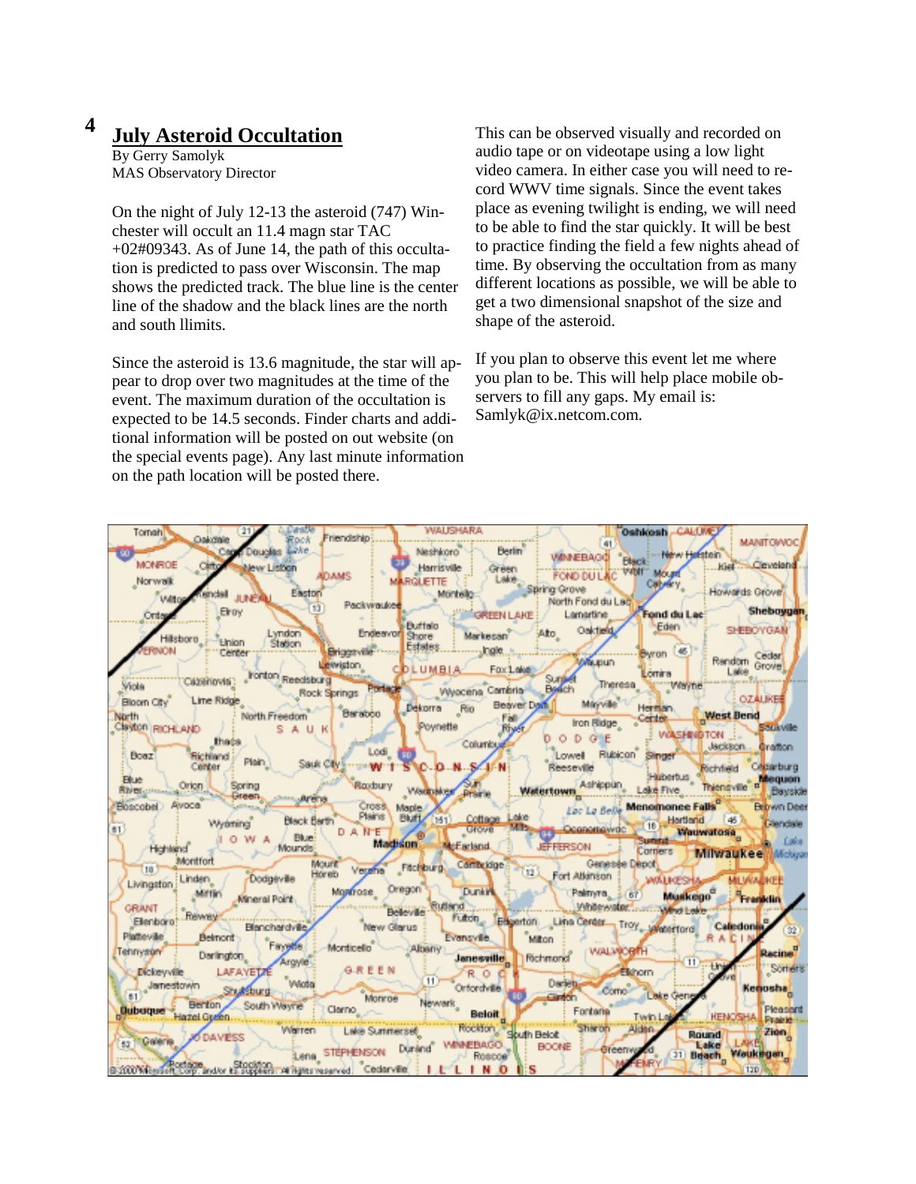## July Asteroid Occultation

By Gerry Samolyk
MAS Observatory Director

On the night of July 12-13 the asteroid (747) Winchester will occult an 11.4 magn star TAC +02#09343. As of June 14, the path of this occultation is predicted to pass over Wisconsin. The map shows the predicted track. The blue line is the center line of the shadow and the black lines are the north and south llimits.

Since the asteroid is 13.6 magnitude, the star will appear to drop over two magnitudes at the time of the event. The maximum duration of the occultation is expected to be 14.5 seconds. Finder charts and additional information will be posted on out website (on the special events page). Any last minute information on the path location will be posted there.

This can be observed visually and recorded on audio tape or on videotape using a low light video camera. In either case you will need to record WWV time signals. Since the event takes place as evening twilight is ending, we will need to be able to find the star quickly. It will be best to practice finding the field a few nights ahead of time. By observing the occultation from as many different locations as possible, we will be able to get a two dimensional snapshot of the size and shape of the asteroid.

If you plan to observe this event let me where you plan to be. This will help place mobile observers to fill any gaps. My email is: Samlyk@ix.netcom.com.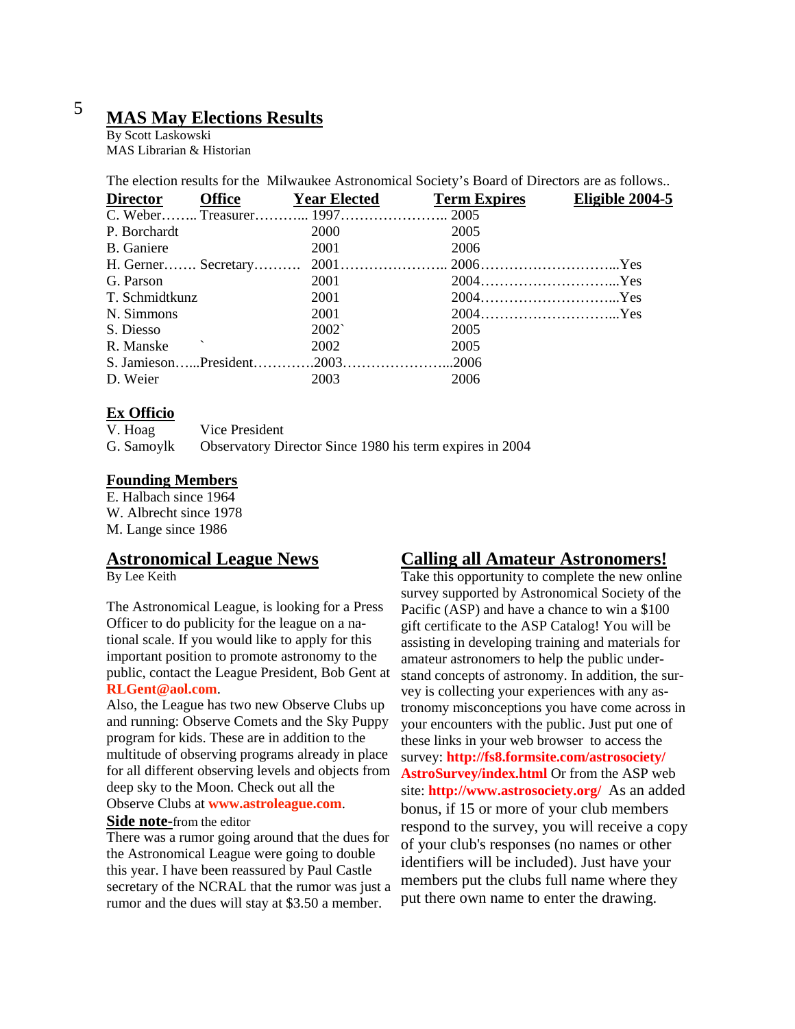## MAS May Elections Results

By Scott Laskowski
MAS Librarian & Historian

The election results for the Milwaukee Astronomical Society's Board of Directors are as follows..

| Director | Office | Year Elected | Term Expires | Eligible 2004-5 |
|---|---|---|---|---|
| C. Weber | Treasurer | 1997 | 2005 | |
| P. Borchardt | | 2000 | 2005 | |
| B. Ganiere | | 2001 | 2006 | |
| H. Gerner | Secretary | 2001 | 2006 | Yes |
| G. Parson | | 2001 | 2004 | Yes |
| T. Schmidtkunz | | 2001 | 2004 | Yes |
| N. Simmons | | 2001 | 2004 | Yes |
| S. Diesso | | 2002` | 2005 | |
| R. Manske | ` | 2002 | 2005 | |
| S. Jamieson | President | 2003 | 2006 | |
| D. Weier | | 2003 | 2006 | |

### Ex Officio

V. Hoag — Vice President
G. Samoylk — Observatory Director Since 1980 his term expires in 2004

### Founding Members

E. Halbach since 1964
W. Albrecht since 1978
M. Lange since 1986

## Astronomical League News

By Lee Keith

The Astronomical League, is looking for a Press Officer to do publicity for the league on a national scale. If you would like to apply for this important position to promote astronomy to the public, contact the League President, Bob Gent at **RLGent@aol.com**.
Also, the League has two new Observe Clubs up and running: Observe Comets and the Sky Puppy program for kids. These are in addition to the multitude of observing programs already in place for all different observing levels and objects from deep sky to the Moon. Check out all the Observe Clubs at **www.astroleague.com**.

**Side note-**from the editor
There was a rumor going around that the dues for the Astronomical League were going to double this year. I have been reassured by Paul Castle secretary of the NCRAL that the rumor was just a rumor and the dues will stay at $3.50 a member.

## Calling all Amateur Astronomers!

Take this opportunity to complete the new online survey supported by Astronomical Society of the Pacific (ASP) and have a chance to win a $100 gift certificate to the ASP Catalog! You will be assisting in developing training and materials for amateur astronomers to help the public understand concepts of astronomy. In addition, the survey is collecting your experiences with any astronomy misconceptions you have come across in your encounters with the public. Just put one of these links in your web browser to access the survey: **http://fs8.formsite.com/astrosociety/AstroSurvey/index.html** Or from the ASP web site: **http://www.astrosociety.org/** As an added bonus, if 15 or more of your club members respond to the survey, you will receive a copy of your club's responses (no names or other identifiers will be included). Just have your members put the clubs full name where they put there own name to enter the drawing.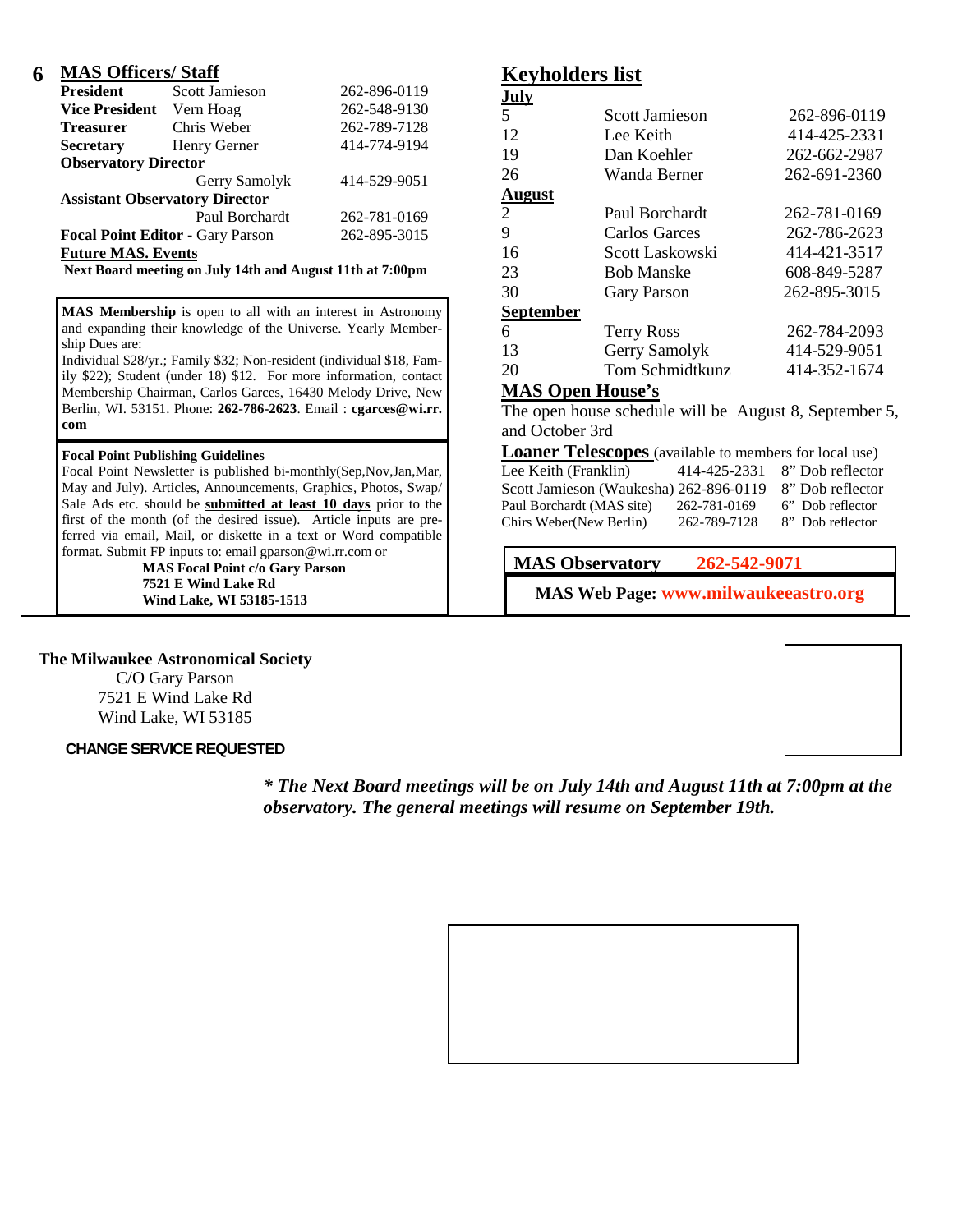## MAS Officers/ Staff

| | | |
|---|---|---|
| **President** | Scott Jamieson | 262-896-0119 |
| **Vice President** | Vern Hoag | 262-548-9130 |
| **Treasurer** | Chris Weber | 262-789-7128 |
| **Secretary** | Henry Gerner | 414-774-9194 |
| **Observatory Director** | Gerry Samolyk | 414-529-9051 |
| **Assistant Observatory Director** | Paul Borchardt | 262-781-0169 |
| **Focal Point Editor** | Gary Parson | 262-895-3015 |

### Future MAS. Events

**Next Board meeting on July 14th and August 11th at 7:00pm**

**MAS Membership** is open to all with an interest in Astronomy and expanding their knowledge of the Universe. Yearly Membership Dues are:
Individual $28/yr.; Family $32; Non-resident (individual $18, Family $22); Student (under 18) $12. For more information, contact Membership Chairman, Carlos Garces, 16430 Melody Drive, New Berlin, WI. 53151. Phone: **262-786-2623**. Email : **cgarces@wi.rr.com**

**Focal Point Publishing Guidelines**
Focal Point Newsletter is published bi-monthly(Sep,Nov,Jan,Mar, May and July). Articles, Announcements, Graphics, Photos, Swap/Sale Ads etc. should be **submitted at least 10 days** prior to the first of the month (of the desired issue). Article inputs are preferred via email, Mail, or diskette in a text or Word compatible format. Submit FP inputs to: email gparson@wi.rr.com or

**MAS Focal Point c/o Gary Parson**
**7521 E Wind Lake Rd**
**Wind Lake, WI 53185-1513**

## Keyholders list

| | | |
|---|---|---|
| **July** | | |
| 5 | Scott Jamieson | 262-896-0119 |
| 12 | Lee Keith | 414-425-2331 |
| 19 | Dan Koehler | 262-662-2987 |
| 26 | Wanda Berner | 262-691-2360 |
| **August** | | |
| 2 | Paul Borchardt | 262-781-0169 |
| 9 | Carlos Garces | 262-786-2623 |
| 16 | Scott Laskowski | 414-421-3517 |
| 23 | Bob Manske | 608-849-5287 |
| 30 | Gary Parson | 262-895-3015 |
| **September** | | |
| 6 | Terry Ross | 262-784-2093 |
| 13 | Gerry Samolyk | 414-529-9051 |
| 20 | Tom Schmidtkunz | 414-352-1674 |

## MAS Open House's

The open house schedule will be August 8, September 5, and October 3rd

**Loaner Telescopes** (available to members for local use)

| | | |
|---|---|---|
| Lee Keith (Franklin) | 414-425-2331 | 8" Dob reflector |
| Scott Jamieson (Waukesha) | 262-896-0119 | 8" Dob reflector |
| Paul Borchardt (MAS site) | 262-781-0169 | 6" Dob reflector |
| Chirs Weber(New Berlin) | 262-789-7128 | 8" Dob reflector |

**MAS Observatory** 262-542-9071

**MAS Web Page: www.milwaukeeastro.org**

**The Milwaukee Astronomical Society**
C/O Gary Parson
7521 E Wind Lake Rd
Wind Lake, WI 53185

**CHANGE SERVICE REQUESTED**

***\* The Next Board meetings will be on July 14th and August 11th at 7:00pm at the observatory. The general meetings will resume on September 19th.***